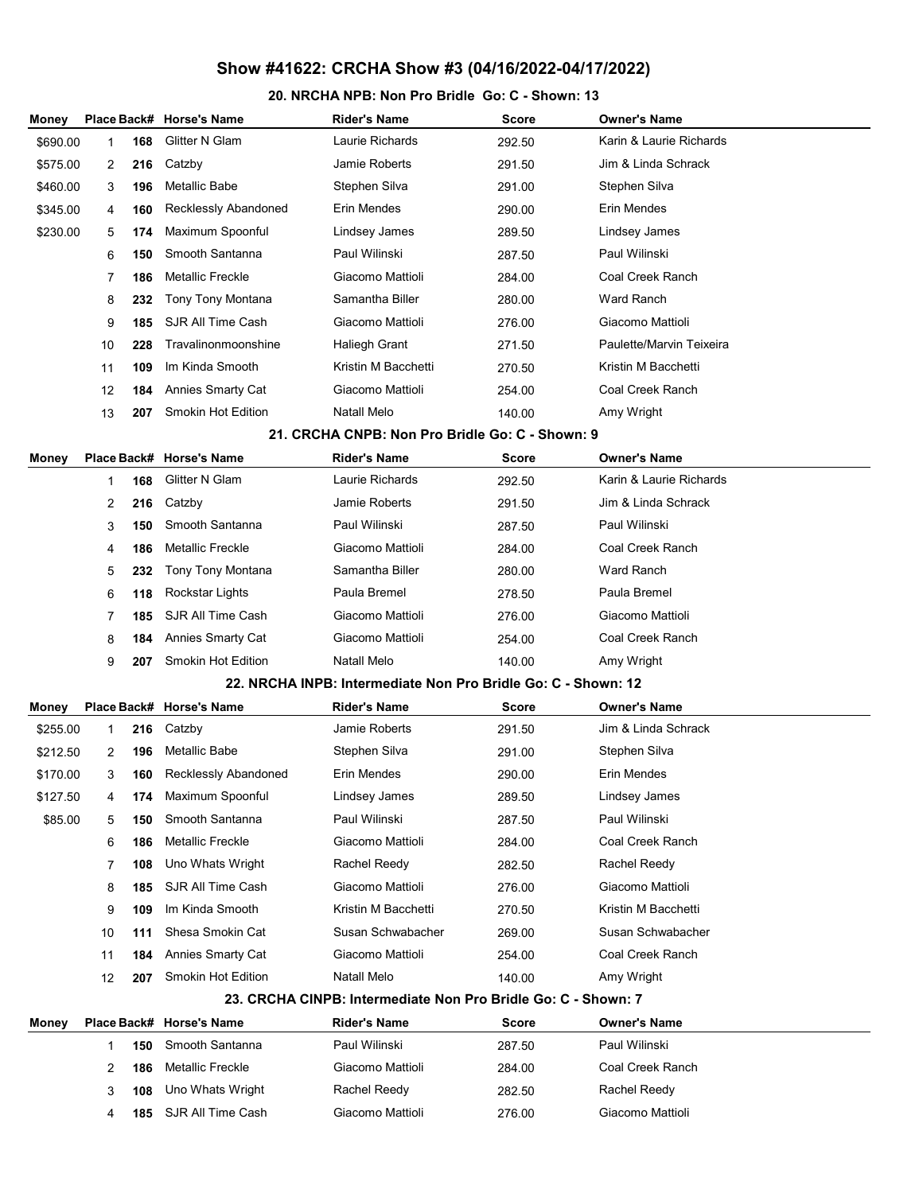# Show #41622: CRCHA Show #3 (04/16/2022-04/17/2022)

### 20. NRCHA NPB: Non Pro Bridle Go: C - Shown: 13

| Money | Place | Back# | Horse's Name | Rider's Name | Score | Owner's Name |
|---|---|---|---|---|---|---|
| $690.00 | 1 | **168** | Glitter N Glam | Laurie Richards | 292.50 | Karin & Laurie Richards |
| $575.00 | 2 | **216** | Catzby | Jamie Roberts | 291.50 | Jim & Linda Schrack |
| $460.00 | 3 | **196** | Metallic Babe | Stephen Silva | 291.00 | Stephen Silva |
| $345.00 | 4 | **160** | Recklessly Abandoned | Erin Mendes | 290.00 | Erin Mendes |
| $230.00 | 5 | **174** | Maximum Spoonful | Lindsey James | 289.50 | Lindsey James |
| | 6 | **150** | Smooth Santanna | Paul Wilinski | 287.50 | Paul Wilinski |
| | 7 | **186** | Metallic Freckle | Giacomo Mattioli | 284.00 | Coal Creek Ranch |
| | 8 | **232** | Tony Tony Montana | Samantha Biller | 280.00 | Ward Ranch |
| | 9 | **185** | SJR All Time Cash | Giacomo Mattioli | 276.00 | Giacomo Mattioli |
| | 10 | **228** | Travalinonmoonshine | Haliegh Grant | 271.50 | Paulette/Marvin Teixeira |
| | 11 | **109** | Im Kinda Smooth | Kristin M Bacchetti | 270.50 | Kristin M Bacchetti |
| | 12 | **184** | Annies Smarty Cat | Giacomo Mattioli | 254.00 | Coal Creek Ranch |
| | 13 | **207** | Smokin Hot Edition | Natall Melo | 140.00 | Amy Wright |

### 21. CRCHA CNPB: Non Pro Bridle Go: C - Shown: 9

| Money | Place | Back# | Horse's Name | Rider's Name | Score | Owner's Name |
|---|---|---|---|---|---|---|
| | 1 | **168** | Glitter N Glam | Laurie Richards | 292.50 | Karin & Laurie Richards |
| | 2 | **216** | Catzby | Jamie Roberts | 291.50 | Jim & Linda Schrack |
| | 3 | **150** | Smooth Santanna | Paul Wilinski | 287.50 | Paul Wilinski |
| | 4 | **186** | Metallic Freckle | Giacomo Mattioli | 284.00 | Coal Creek Ranch |
| | 5 | **232** | Tony Tony Montana | Samantha Biller | 280.00 | Ward Ranch |
| | 6 | **118** | Rockstar Lights | Paula Bremel | 278.50 | Paula Bremel |
| | 7 | **185** | SJR All Time Cash | Giacomo Mattioli | 276.00 | Giacomo Mattioli |
| | 8 | **184** | Annies Smarty Cat | Giacomo Mattioli | 254.00 | Coal Creek Ranch |
| | 9 | **207** | Smokin Hot Edition | Natall Melo | 140.00 | Amy Wright |

### 22. NRCHA INPB: Intermediate Non Pro Bridle Go: C - Shown: 12

| Money | Place | Back# | Horse's Name | Rider's Name | Score | Owner's Name |
|---|---|---|---|---|---|---|
| $255.00 | 1 | **216** | Catzby | Jamie Roberts | 291.50 | Jim & Linda Schrack |
| $212.50 | 2 | **196** | Metallic Babe | Stephen Silva | 291.00 | Stephen Silva |
| $170.00 | 3 | **160** | Recklessly Abandoned | Erin Mendes | 290.00 | Erin Mendes |
| $127.50 | 4 | **174** | Maximum Spoonful | Lindsey James | 289.50 | Lindsey James |
| $85.00 | 5 | **150** | Smooth Santanna | Paul Wilinski | 287.50 | Paul Wilinski |
| | 6 | **186** | Metallic Freckle | Giacomo Mattioli | 284.00 | Coal Creek Ranch |
| | 7 | **108** | Uno Whats Wright | Rachel Reedy | 282.50 | Rachel Reedy |
| | 8 | **185** | SJR All Time Cash | Giacomo Mattioli | 276.00 | Giacomo Mattioli |
| | 9 | **109** | Im Kinda Smooth | Kristin M Bacchetti | 270.50 | Kristin M Bacchetti |
| | 10 | **111** | Shesa Smokin Cat | Susan Schwabacher | 269.00 | Susan Schwabacher |
| | 11 | **184** | Annies Smarty Cat | Giacomo Mattioli | 254.00 | Coal Creek Ranch |
| | 12 | **207** | Smokin Hot Edition | Natall Melo | 140.00 | Amy Wright |

### 23. CRCHA CINPB: Intermediate Non Pro Bridle Go: C - Shown: 7

| Money | Place | Back# | Horse's Name | Rider's Name | Score | Owner's Name |
|---|---|---|---|---|---|---|
| | 1 | **150** | Smooth Santanna | Paul Wilinski | 287.50 | Paul Wilinski |
| | 2 | **186** | Metallic Freckle | Giacomo Mattioli | 284.00 | Coal Creek Ranch |
| | 3 | **108** | Uno Whats Wright | Rachel Reedy | 282.50 | Rachel Reedy |
| | 4 | **185** | SJR All Time Cash | Giacomo Mattioli | 276.00 | Giacomo Mattioli |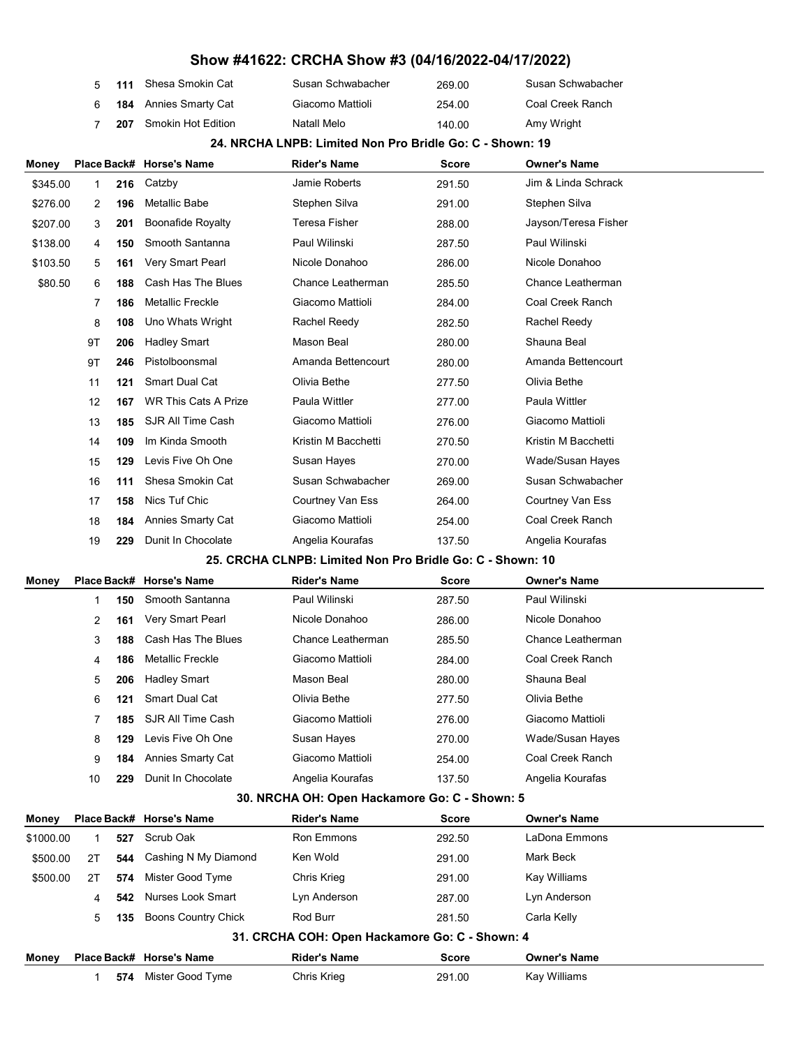# Show #41622: CRCHA Show #3 (04/16/2022-04/17/2022)

| Money | Place | Back# | Horse's Name | Rider's Name | Score | Owner's Name |
|---|---|---|---|---|---|---|
| | 5 | 111 | Shesa Smokin Cat | Susan Schwabacher | 269.00 | Susan Schwabacher |
| | 6 | 184 | Annies Smarty Cat | Giacomo Mattioli | 254.00 | Coal Creek Ranch |
| | 7 | 207 | Smokin Hot Edition | Natall Melo | 140.00 | Amy Wright |

### 24. NRCHA LNPB: Limited Non Pro Bridle Go: C - Shown: 19

| Money | Place | Back# | Horse's Name | Rider's Name | Score | Owner's Name |
|---|---|---|---|---|---|---|
| $345.00 | 1 | 216 | Catzby | Jamie Roberts | 291.50 | Jim & Linda Schrack |
| $276.00 | 2 | 196 | Metallic Babe | Stephen Silva | 291.00 | Stephen Silva |
| $207.00 | 3 | 201 | Boonafide Royalty | Teresa Fisher | 288.00 | Jayson/Teresa Fisher |
| $138.00 | 4 | 150 | Smooth Santanna | Paul Wilinski | 287.50 | Paul Wilinski |
| $103.50 | 5 | 161 | Very Smart Pearl | Nicole Donahoo | 286.00 | Nicole Donahoo |
| $80.50 | 6 | 188 | Cash Has The Blues | Chance Leatherman | 285.50 | Chance Leatherman |
| | 7 | 186 | Metallic Freckle | Giacomo Mattioli | 284.00 | Coal Creek Ranch |
| | 8 | 108 | Uno Whats Wright | Rachel Reedy | 282.50 | Rachel Reedy |
| | 9T | 206 | Hadley Smart | Mason Beal | 280.00 | Shauna Beal |
| | 9T | 246 | Pistolboonsmal | Amanda Bettencourt | 280.00 | Amanda Bettencourt |
| | 11 | 121 | Smart Dual Cat | Olivia Bethe | 277.50 | Olivia Bethe |
| | 12 | 167 | WR This Cats A Prize | Paula Wittler | 277.00 | Paula Wittler |
| | 13 | 185 | SJR All Time Cash | Giacomo Mattioli | 276.00 | Giacomo Mattioli |
| | 14 | 109 | Im Kinda Smooth | Kristin M Bacchetti | 270.50 | Kristin M Bacchetti |
| | 15 | 129 | Levis Five Oh One | Susan Hayes | 270.00 | Wade/Susan Hayes |
| | 16 | 111 | Shesa Smokin Cat | Susan Schwabacher | 269.00 | Susan Schwabacher |
| | 17 | 158 | Nics Tuf Chic | Courtney Van Ess | 264.00 | Courtney Van Ess |
| | 18 | 184 | Annies Smarty Cat | Giacomo Mattioli | 254.00 | Coal Creek Ranch |
| | 19 | 229 | Dunit In Chocolate | Angelia Kourafas | 137.50 | Angelia Kourafas |

### 25. CRCHA CLNPB: Limited Non Pro Bridle Go: C - Shown: 10

| Money | Place | Back# | Horse's Name | Rider's Name | Score | Owner's Name |
|---|---|---|---|---|---|---|
| | 1 | 150 | Smooth Santanna | Paul Wilinski | 287.50 | Paul Wilinski |
| | 2 | 161 | Very Smart Pearl | Nicole Donahoo | 286.00 | Nicole Donahoo |
| | 3 | 188 | Cash Has The Blues | Chance Leatherman | 285.50 | Chance Leatherman |
| | 4 | 186 | Metallic Freckle | Giacomo Mattioli | 284.00 | Coal Creek Ranch |
| | 5 | 206 | Hadley Smart | Mason Beal | 280.00 | Shauna Beal |
| | 6 | 121 | Smart Dual Cat | Olivia Bethe | 277.50 | Olivia Bethe |
| | 7 | 185 | SJR All Time Cash | Giacomo Mattioli | 276.00 | Giacomo Mattioli |
| | 8 | 129 | Levis Five Oh One | Susan Hayes | 270.00 | Wade/Susan Hayes |
| | 9 | 184 | Annies Smarty Cat | Giacomo Mattioli | 254.00 | Coal Creek Ranch |
| | 10 | 229 | Dunit In Chocolate | Angelia Kourafas | 137.50 | Angelia Kourafas |

### 30. NRCHA OH: Open Hackamore Go: C - Shown: 5

| Money | Place | Back# | Horse's Name | Rider's Name | Score | Owner's Name |
|---|---|---|---|---|---|---|
| $1000.00 | 1 | 527 | Scrub Oak | Ron Emmons | 292.50 | LaDona Emmons |
| $500.00 | 2T | 544 | Cashing N My Diamond | Ken Wold | 291.00 | Mark Beck |
| $500.00 | 2T | 574 | Mister Good Tyme | Chris Krieg | 291.00 | Kay Williams |
| | 4 | 542 | Nurses Look Smart | Lyn Anderson | 287.00 | Lyn Anderson |
| | 5 | 135 | Boons Country Chick | Rod Burr | 281.50 | Carla Kelly |

### 31. CRCHA COH: Open Hackamore Go: C - Shown: 4

| Money | Place | Back# | Horse's Name | Rider's Name | Score | Owner's Name |
|---|---|---|---|---|---|---|
| | 1 | 574 | Mister Good Tyme | Chris Krieg | 291.00 | Kay Williams |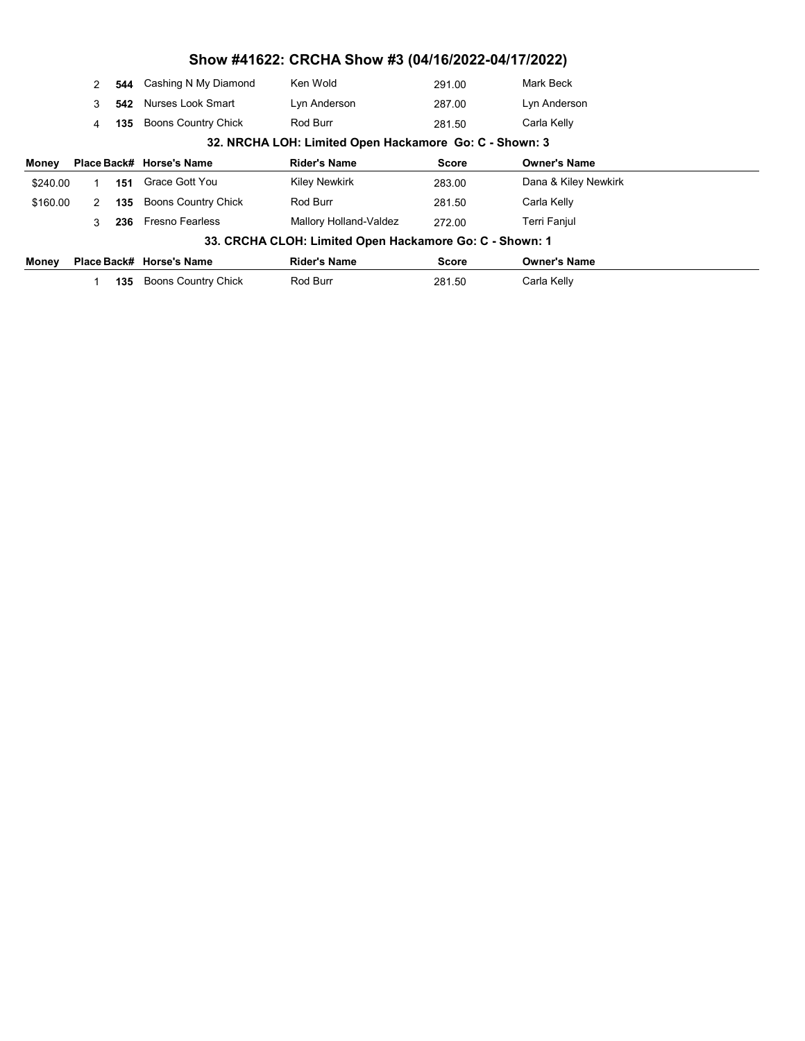# Show #41622: CRCHA Show #3 (04/16/2022-04/17/2022)

| Money | Place | Back# | Horse's Name | Rider's Name | Score | Owner's Name |
|---|---|---|---|---|---|---|
| | 2 | **544** | Cashing N My Diamond | Ken Wold | 291.00 | Mark Beck |
| | 3 | **542** | Nurses Look Smart | Lyn Anderson | 287.00 | Lyn Anderson |
| | 4 | **135** | Boons Country Chick | Rod Burr | 281.50 | Carla Kelly |

### 32. NRCHA LOH: Limited Open Hackamore Go: C - Shown: 3

| Money | Place | Back# | Horse's Name | Rider's Name | Score | Owner's Name |
|---|---|---|---|---|---|---|
| $240.00 | 1 | **151** | Grace Gott You | Kiley Newkirk | 283.00 | Dana & Kiley Newkirk |
| $160.00 | 2 | **135** | Boons Country Chick | Rod Burr | 281.50 | Carla Kelly |
| | 3 | **236** | Fresno Fearless | Mallory Holland-Valdez | 272.00 | Terri Fanjul |

### 33. CRCHA CLOH: Limited Open Hackamore Go: C - Shown: 1

| Money | Place | Back# | Horse's Name | Rider's Name | Score | Owner's Name |
|---|---|---|---|---|---|---|
| | 1 | **135** | Boons Country Chick | Rod Burr | 281.50 | Carla Kelly |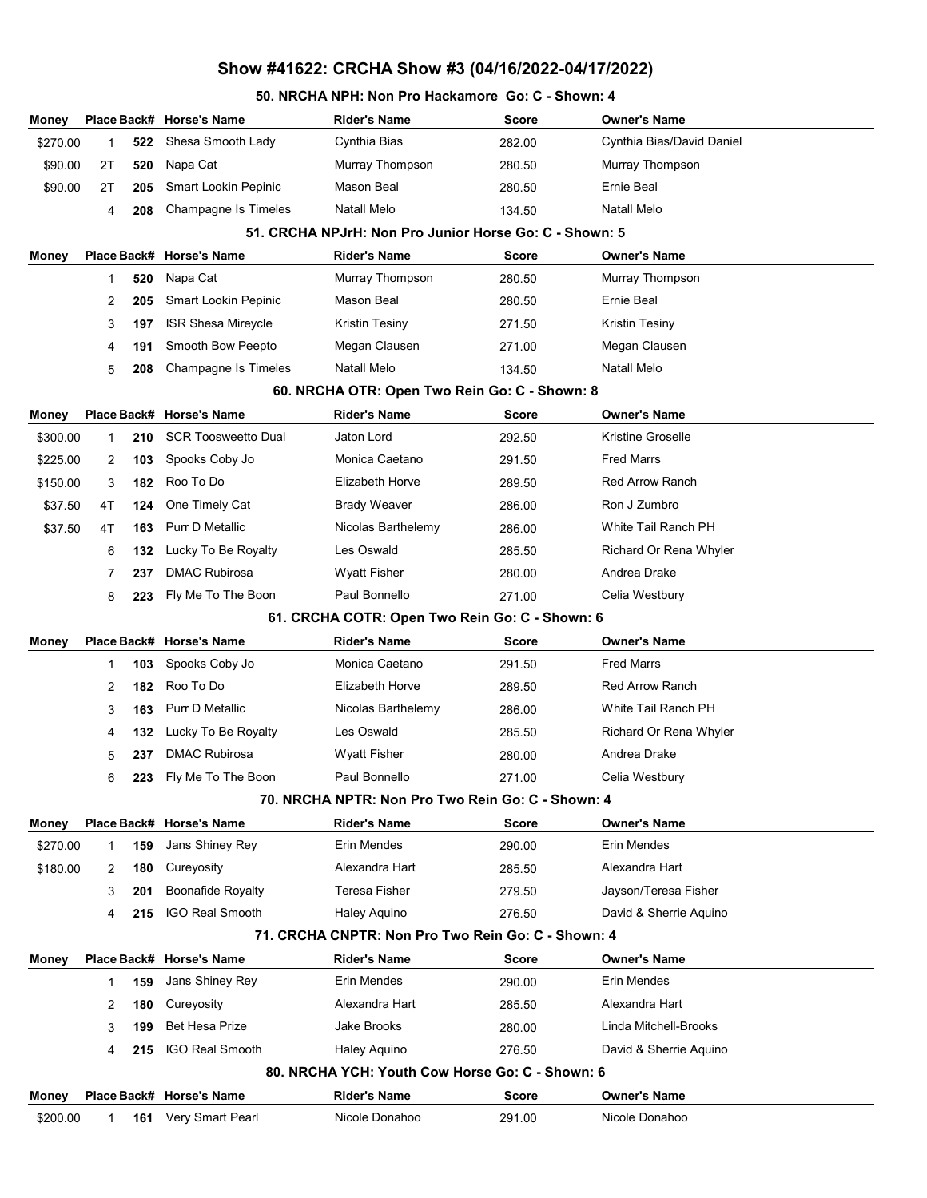# Show #41622: CRCHA Show #3 (04/16/2022-04/17/2022)

### 50. NRCHA NPH: Non Pro Hackamore Go: C - Shown: 4

| Money | Place | Back# | Horse's Name | Rider's Name | Score | Owner's Name |
|---|---|---|---|---|---|---|
| $270.00 | 1 | 522 | Shesa Smooth Lady | Cynthia Bias | 282.00 | Cynthia Bias/David Daniel |
| $90.00 | 2T | 520 | Napa Cat | Murray Thompson | 280.50 | Murray Thompson |
| $90.00 | 2T | 205 | Smart Lookin Pepinic | Mason Beal | 280.50 | Ernie Beal |
| | 4 | 208 | Champagne Is Timeles | Natall Melo | 134.50 | Natall Melo |

### 51. CRCHA NPJrH: Non Pro Junior Horse Go: C - Shown: 5

| Money | Place | Back# | Horse's Name | Rider's Name | Score | Owner's Name |
|---|---|---|---|---|---|---|
| | 1 | 520 | Napa Cat | Murray Thompson | 280.50 | Murray Thompson |
| | 2 | 205 | Smart Lookin Pepinic | Mason Beal | 280.50 | Ernie Beal |
| | 3 | 197 | ISR Shesa Mireycle | Kristin Tesiny | 271.50 | Kristin Tesiny |
| | 4 | 191 | Smooth Bow Peepto | Megan Clausen | 271.00 | Megan Clausen |
| | 5 | 208 | Champagne Is Timeles | Natall Melo | 134.50 | Natall Melo |

### 60. NRCHA OTR: Open Two Rein Go: C - Shown: 8

| Money | Place | Back# | Horse's Name | Rider's Name | Score | Owner's Name |
|---|---|---|---|---|---|---|
| $300.00 | 1 | 210 | SCR Toosweetto Dual | Jaton Lord | 292.50 | Kristine Groselle |
| $225.00 | 2 | 103 | Spooks Coby Jo | Monica Caetano | 291.50 | Fred Marrs |
| $150.00 | 3 | 182 | Roo To Do | Elizabeth Horve | 289.50 | Red Arrow Ranch |
| $37.50 | 4T | 124 | One Timely Cat | Brady Weaver | 286.00 | Ron J Zumbro |
| $37.50 | 4T | 163 | Purr D Metallic | Nicolas Barthelemy | 286.00 | White Tail Ranch PH |
| | 6 | 132 | Lucky To Be Royalty | Les Oswald | 285.50 | Richard Or Rena Whyler |
| | 7 | 237 | DMAC Rubirosa | Wyatt Fisher | 280.00 | Andrea Drake |
| | 8 | 223 | Fly Me To The Boon | Paul Bonnello | 271.00 | Celia Westbury |

### 61. CRCHA COTR: Open Two Rein Go: C - Shown: 6

| Money | Place | Back# | Horse's Name | Rider's Name | Score | Owner's Name |
|---|---|---|---|---|---|---|
| | 1 | 103 | Spooks Coby Jo | Monica Caetano | 291.50 | Fred Marrs |
| | 2 | 182 | Roo To Do | Elizabeth Horve | 289.50 | Red Arrow Ranch |
| | 3 | 163 | Purr D Metallic | Nicolas Barthelemy | 286.00 | White Tail Ranch PH |
| | 4 | 132 | Lucky To Be Royalty | Les Oswald | 285.50 | Richard Or Rena Whyler |
| | 5 | 237 | DMAC Rubirosa | Wyatt Fisher | 280.00 | Andrea Drake |
| | 6 | 223 | Fly Me To The Boon | Paul Bonnello | 271.00 | Celia Westbury |

### 70. NRCHA NPTR: Non Pro Two Rein Go: C - Shown: 4

| Money | Place | Back# | Horse's Name | Rider's Name | Score | Owner's Name |
|---|---|---|---|---|---|---|
| $270.00 | 1 | 159 | Jans Shiney Rey | Erin Mendes | 290.00 | Erin Mendes |
| $180.00 | 2 | 180 | Cureyosity | Alexandra Hart | 285.50 | Alexandra Hart |
| | 3 | 201 | Boonafide Royalty | Teresa Fisher | 279.50 | Jayson/Teresa Fisher |
| | 4 | 215 | IGO Real Smooth | Haley Aquino | 276.50 | David & Sherrie Aquino |

### 71. CRCHA CNPTR: Non Pro Two Rein Go: C - Shown: 4

| Money | Place | Back# | Horse's Name | Rider's Name | Score | Owner's Name |
|---|---|---|---|---|---|---|
| | 1 | 159 | Jans Shiney Rey | Erin Mendes | 290.00 | Erin Mendes |
| | 2 | 180 | Cureyosity | Alexandra Hart | 285.50 | Alexandra Hart |
| | 3 | 199 | Bet Hesa Prize | Jake Brooks | 280.00 | Linda Mitchell-Brooks |
| | 4 | 215 | IGO Real Smooth | Haley Aquino | 276.50 | David & Sherrie Aquino |

### 80. NRCHA YCH: Youth Cow Horse Go: C - Shown: 6

| Money | Place | Back# | Horse's Name | Rider's Name | Score | Owner's Name |
|---|---|---|---|---|---|---|
| $200.00 | 1 | 161 | Very Smart Pearl | Nicole Donahoo | 291.00 | Nicole Donahoo |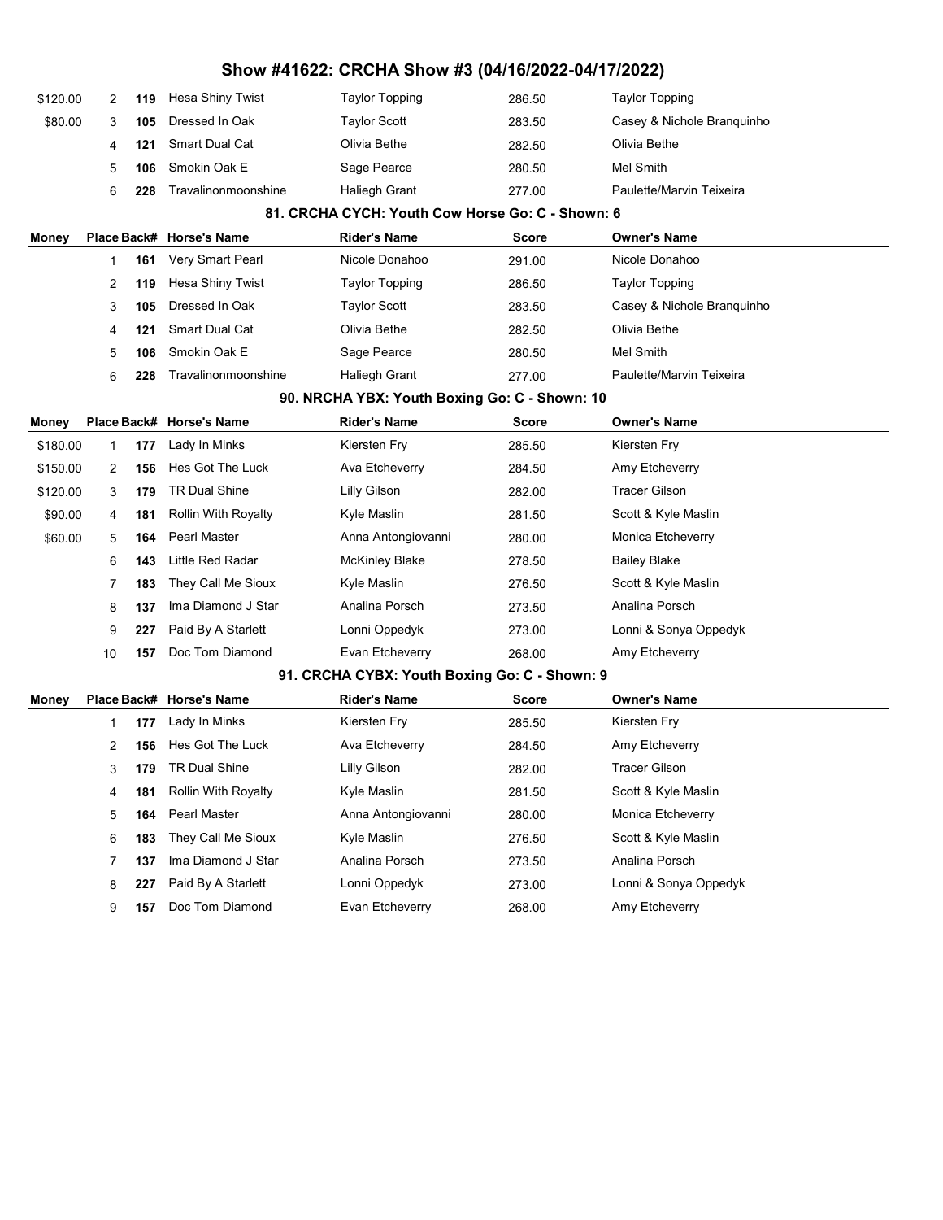# Show #41622: CRCHA Show #3 (04/16/2022-04/17/2022)

| Money | Place | Back# | Horse's Name | Rider's Name | Score | Owner's Name |
|---|---|---|---|---|---|---|
| $120.00 | 2 | 119 | Hesa Shiny Twist | Taylor Topping | 286.50 | Taylor Topping |
| $80.00 | 3 | 105 | Dressed In Oak | Taylor Scott | 283.50 | Casey & Nichole Branquinho |
| | 4 | 121 | Smart Dual Cat | Olivia Bethe | 282.50 | Olivia Bethe |
| | 5 | 106 | Smokin Oak E | Sage Pearce | 280.50 | Mel Smith |
| | 6 | 228 | Travalinonmoonshine | Haliegh Grant | 277.00 | Paulette/Marvin Teixeira |

## 81. CRCHA CYCH: Youth Cow Horse Go: C - Shown: 6

| Money | Place | Back# | Horse's Name | Rider's Name | Score | Owner's Name |
|---|---|---|---|---|---|---|
| | 1 | 161 | Very Smart Pearl | Nicole Donahoo | 291.00 | Nicole Donahoo |
| | 2 | 119 | Hesa Shiny Twist | Taylor Topping | 286.50 | Taylor Topping |
| | 3 | 105 | Dressed In Oak | Taylor Scott | 283.50 | Casey & Nichole Branquinho |
| | 4 | 121 | Smart Dual Cat | Olivia Bethe | 282.50 | Olivia Bethe |
| | 5 | 106 | Smokin Oak E | Sage Pearce | 280.50 | Mel Smith |
| | 6 | 228 | Travalinonmoonshine | Haliegh Grant | 277.00 | Paulette/Marvin Teixeira |

## 90. NRCHA YBX: Youth Boxing Go: C - Shown: 10

| Money | Place | Back# | Horse's Name | Rider's Name | Score | Owner's Name |
|---|---|---|---|---|---|---|
| $180.00 | 1 | 177 | Lady In Minks | Kiersten Fry | 285.50 | Kiersten Fry |
| $150.00 | 2 | 156 | Hes Got The Luck | Ava Etcheverry | 284.50 | Amy Etcheverry |
| $120.00 | 3 | 179 | TR Dual Shine | Lilly Gilson | 282.00 | Tracer Gilson |
| $90.00 | 4 | 181 | Rollin With Royalty | Kyle Maslin | 281.50 | Scott & Kyle Maslin |
| $60.00 | 5 | 164 | Pearl Master | Anna Antongiovanni | 280.00 | Monica Etcheverry |
| | 6 | 143 | Little Red Radar | McKinley Blake | 278.50 | Bailey Blake |
| | 7 | 183 | They Call Me Sioux | Kyle Maslin | 276.50 | Scott & Kyle Maslin |
| | 8 | 137 | Ima Diamond J Star | Analina Porsch | 273.50 | Analina Porsch |
| | 9 | 227 | Paid By A Starlett | Lonni Oppedyk | 273.00 | Lonni & Sonya Oppedyk |
| | 10 | 157 | Doc Tom Diamond | Evan Etcheverry | 268.00 | Amy Etcheverry |

## 91. CRCHA CYBX: Youth Boxing Go: C - Shown: 9

| Money | Place | Back# | Horse's Name | Rider's Name | Score | Owner's Name |
|---|---|---|---|---|---|---|
| | 1 | 177 | Lady In Minks | Kiersten Fry | 285.50 | Kiersten Fry |
| | 2 | 156 | Hes Got The Luck | Ava Etcheverry | 284.50 | Amy Etcheverry |
| | 3 | 179 | TR Dual Shine | Lilly Gilson | 282.00 | Tracer Gilson |
| | 4 | 181 | Rollin With Royalty | Kyle Maslin | 281.50 | Scott & Kyle Maslin |
| | 5 | 164 | Pearl Master | Anna Antongiovanni | 280.00 | Monica Etcheverry |
| | 6 | 183 | They Call Me Sioux | Kyle Maslin | 276.50 | Scott & Kyle Maslin |
| | 7 | 137 | Ima Diamond J Star | Analina Porsch | 273.50 | Analina Porsch |
| | 8 | 227 | Paid By A Starlett | Lonni Oppedyk | 273.00 | Lonni & Sonya Oppedyk |
| | 9 | 157 | Doc Tom Diamond | Evan Etcheverry | 268.00 | Amy Etcheverry |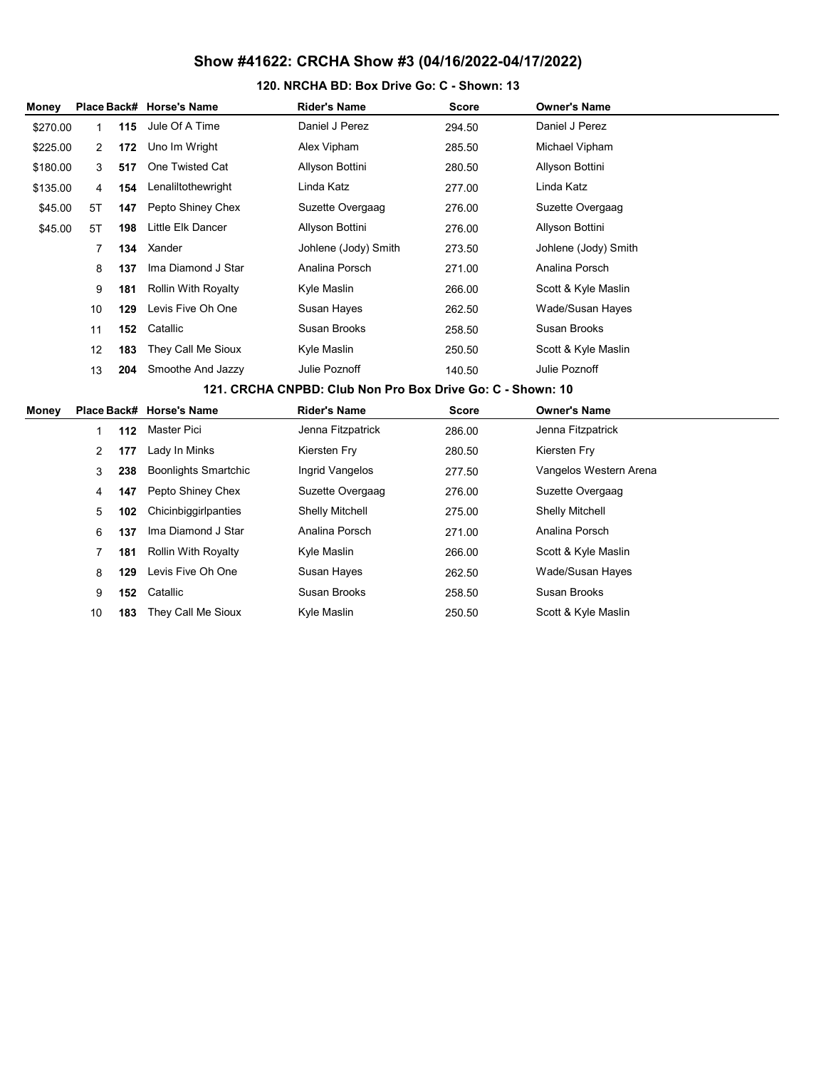# Show #41622: CRCHA Show #3 (04/16/2022-04/17/2022)

## 120. NRCHA BD: Box Drive Go: C - Shown: 13

| Money | Place | Back# | Horse's Name | Rider's Name | Score | Owner's Name |
|---|---|---|---|---|---|---|
| $270.00 | 1 | **115** | Jule Of A Time | Daniel J Perez | 294.50 | Daniel J Perez |
| $225.00 | 2 | **172** | Uno Im Wright | Alex Vipham | 285.50 | Michael Vipham |
| $180.00 | 3 | **517** | One Twisted Cat | Allyson Bottini | 280.50 | Allyson Bottini |
| $135.00 | 4 | **154** | Lenaliltothewright | Linda Katz | 277.00 | Linda Katz |
| $45.00 | 5T | **147** | Pepto Shiney Chex | Suzette Overgaag | 276.00 | Suzette Overgaag |
| $45.00 | 5T | **198** | Little Elk Dancer | Allyson Bottini | 276.00 | Allyson Bottini |
| | 7 | **134** | Xander | Johlene (Jody) Smith | 273.50 | Johlene (Jody) Smith |
| | 8 | **137** | Ima Diamond J Star | Analina Porsch | 271.00 | Analina Porsch |
| | 9 | **181** | Rollin With Royalty | Kyle Maslin | 266.00 | Scott & Kyle Maslin |
| | 10 | **129** | Levis Five Oh One | Susan Hayes | 262.50 | Wade/Susan Hayes |
| | 11 | **152** | Catallic | Susan Brooks | 258.50 | Susan Brooks |
| | 12 | **183** | They Call Me Sioux | Kyle Maslin | 250.50 | Scott & Kyle Maslin |
| | 13 | **204** | Smoothe And Jazzy | Julie Poznoff | 140.50 | Julie Poznoff |

## 121. CRCHA CNPBD: Club Non Pro Box Drive Go: C - Shown: 10

| Money | Place | Back# | Horse's Name | Rider's Name | Score | Owner's Name |
|---|---|---|---|---|---|---|
| | 1 | **112** | Master Pici | Jenna Fitzpatrick | 286.00 | Jenna Fitzpatrick |
| | 2 | **177** | Lady In Minks | Kiersten Fry | 280.50 | Kiersten Fry |
| | 3 | **238** | Boonlights Smartchic | Ingrid Vangelos | 277.50 | Vangelos Western Arena |
| | 4 | **147** | Pepto Shiney Chex | Suzette Overgaag | 276.00 | Suzette Overgaag |
| | 5 | **102** | Chicinbiggirlpanties | Shelly Mitchell | 275.00 | Shelly Mitchell |
| | 6 | **137** | Ima Diamond J Star | Analina Porsch | 271.00 | Analina Porsch |
| | 7 | **181** | Rollin With Royalty | Kyle Maslin | 266.00 | Scott & Kyle Maslin |
| | 8 | **129** | Levis Five Oh One | Susan Hayes | 262.50 | Wade/Susan Hayes |
| | 9 | **152** | Catallic | Susan Brooks | 258.50 | Susan Brooks |
| | 10 | **183** | They Call Me Sioux | Kyle Maslin | 250.50 | Scott & Kyle Maslin |